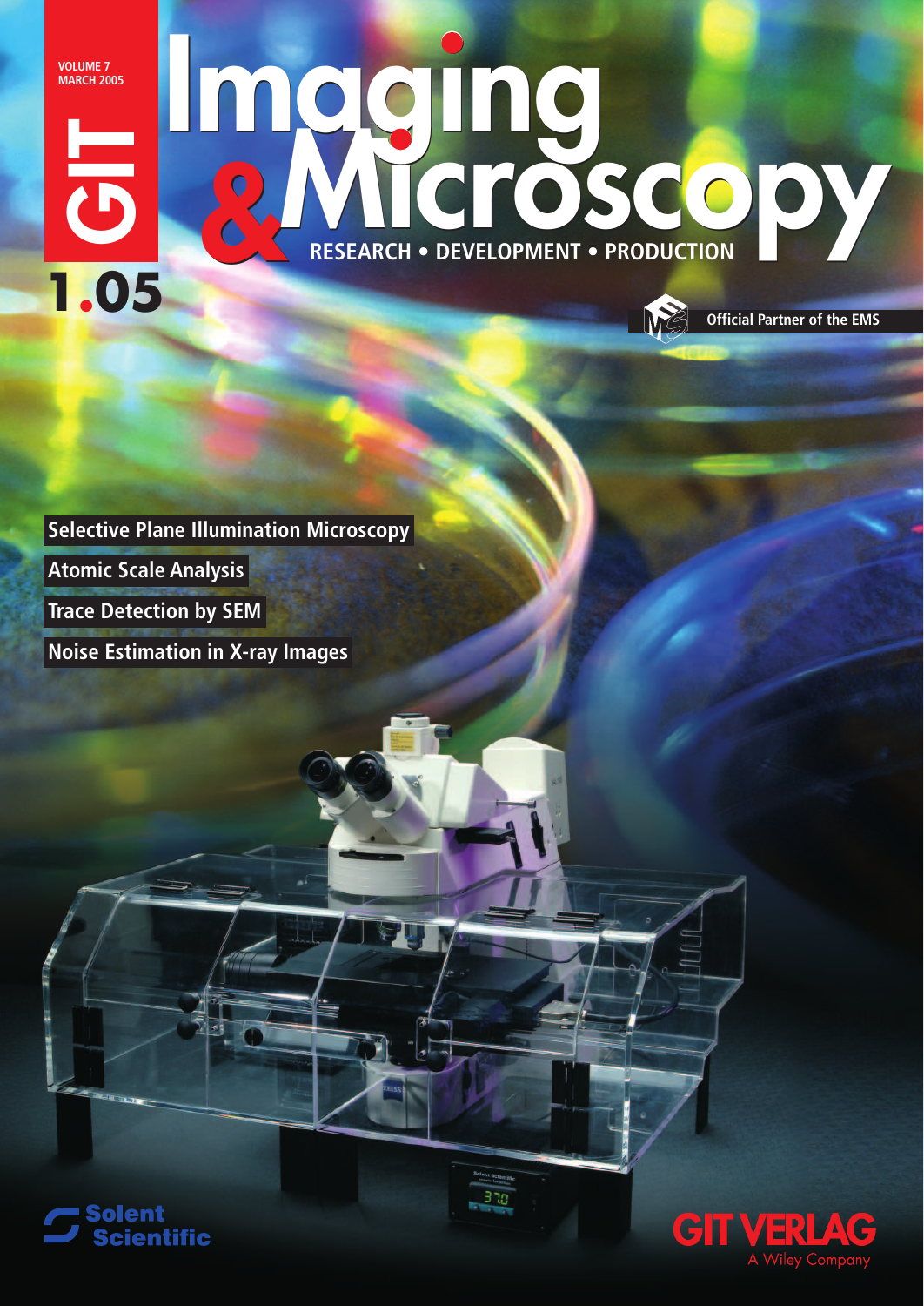VOLUME 7
MARCH 2005

GIT

1.05

# Imaging & Microscopy

RESEARCH • DEVELOPMENT • PRODUCTION

Official Partner of the EMS

**Selective Plane Illumination Microscopy**

**Atomic Scale Analysis**

**Trace Detection by SEM**

**Noise Estimation in X-ray Images**

Solent Scientific

GIT VERLAG
A Wiley Company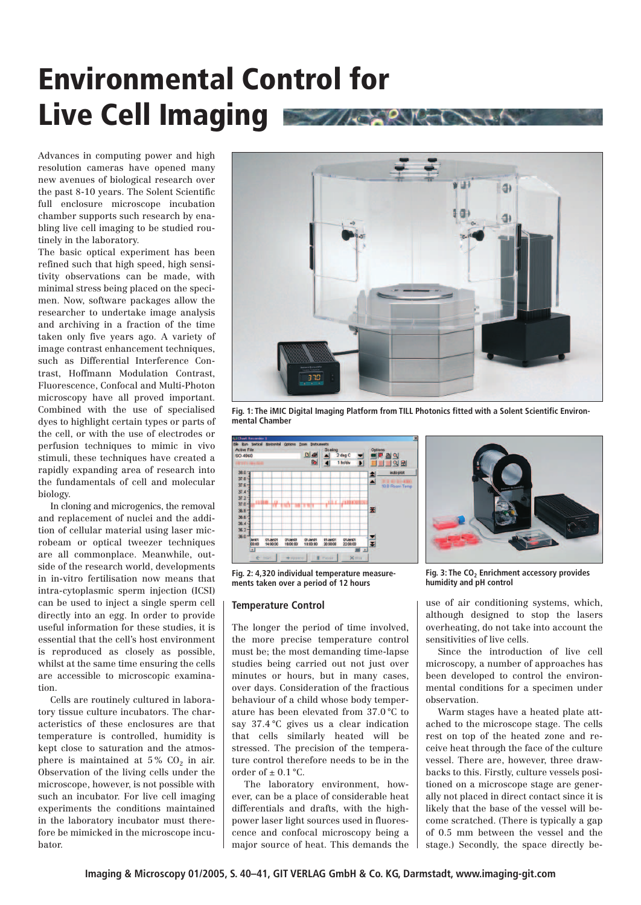# Environmental Control for Live Cell Imaging

Advances in computing power and high resolution cameras have opened many new avenues of biological research over the past 8-10 years. The Solent Scientific full enclosure microscope incubation chamber supports such research by enabling live cell imaging to be studied routinely in the laboratory.

The basic optical experiment has been refined such that high speed, high sensitivity observations can be made, with minimal stress being placed on the specimen. Now, software packages allow the researcher to undertake image analysis and archiving in a fraction of the time taken only five years ago. A variety of image contrast enhancement techniques, such as Differential Interference Contrast, Hoffmann Modulation Contrast, Fluorescence, Confocal and Multi-Photon microscopy have all proved important. Combined with the use of specialised dyes to highlight certain types or parts of the cell, or with the use of electrodes or perfusion techniques to mimic in vivo stimuli, these techniques have created a rapidly expanding area of research into the fundamentals of cell and molecular biology.

In cloning and microgenics, the removal and replacement of nuclei and the addition of cellular material using laser microbeam or optical tweezer techniques are all commonplace. Meanwhile, outside of the research world, developments in in-vitro fertilisation now means that intra-cytoplasmic sperm injection (ICSI) can be used to inject a single sperm cell directly into an egg. In order to provide useful information for these studies, it is essential that the cell's host environment is reproduced as closely as possible, whilst at the same time ensuring the cells are accessible to microscopic examination.

Cells are routinely cultured in laboratory tissue culture incubators. The characteristics of these enclosures are that temperature is controlled, humidity is kept close to saturation and the atmosphere is maintained at 5% $CO_2$ in air. Observation of the living cells under the microscope, however, is not possible with such an incubator. For live cell imaging experiments the conditions maintained in the laboratory incubator must therefore be mimicked in the microscope incubator.

Fig. 1: The iMIC Digital Imaging Platform from TILL Photonics fitted with a Solent Scientific Environmental Chamber

Fig. 2: 4,320 individual temperature measurements taken over a period of 12 hours

Fig. 3: The $CO_2$ Enrichment accessory provides humidity and pH control

## Temperature Control

The longer the period of time involved, the more precise temperature control must be; the most demanding time-lapse studies being carried out not just over minutes or hours, but in many cases, over days. Consideration of the fractious behaviour of a child whose body temperature has been elevated from 37.0 °C to say 37.4 °C gives us a clear indication that cells similarly heated will be stressed. The precision of the temperature control therefore needs to be in the order of ± 0.1 °C.

The laboratory environment, however, can be a place of considerable heat differentials and drafts, with the high-power laser light sources used in fluorescence and confocal microscopy being a major source of heat. This demands the use of air conditioning systems, which, although designed to stop the lasers overheating, do not take into account the sensitivities of live cells.

Since the introduction of live cell microscopy, a number of approaches has been developed to control the environmental conditions for a specimen under observation.

Warm stages have a heated plate attached to the microscope stage. The cells rest on top of the heated zone and receive heat through the face of the culture vessel. There are, however, three drawbacks to this. Firstly, culture vessels positioned on a microscope stage are generally not placed in direct contact since it is likely that the base of the vessel will become scratched. (There is typically a gap of 0.5 mm between the vessel and the stage.) Secondly, the space directly be-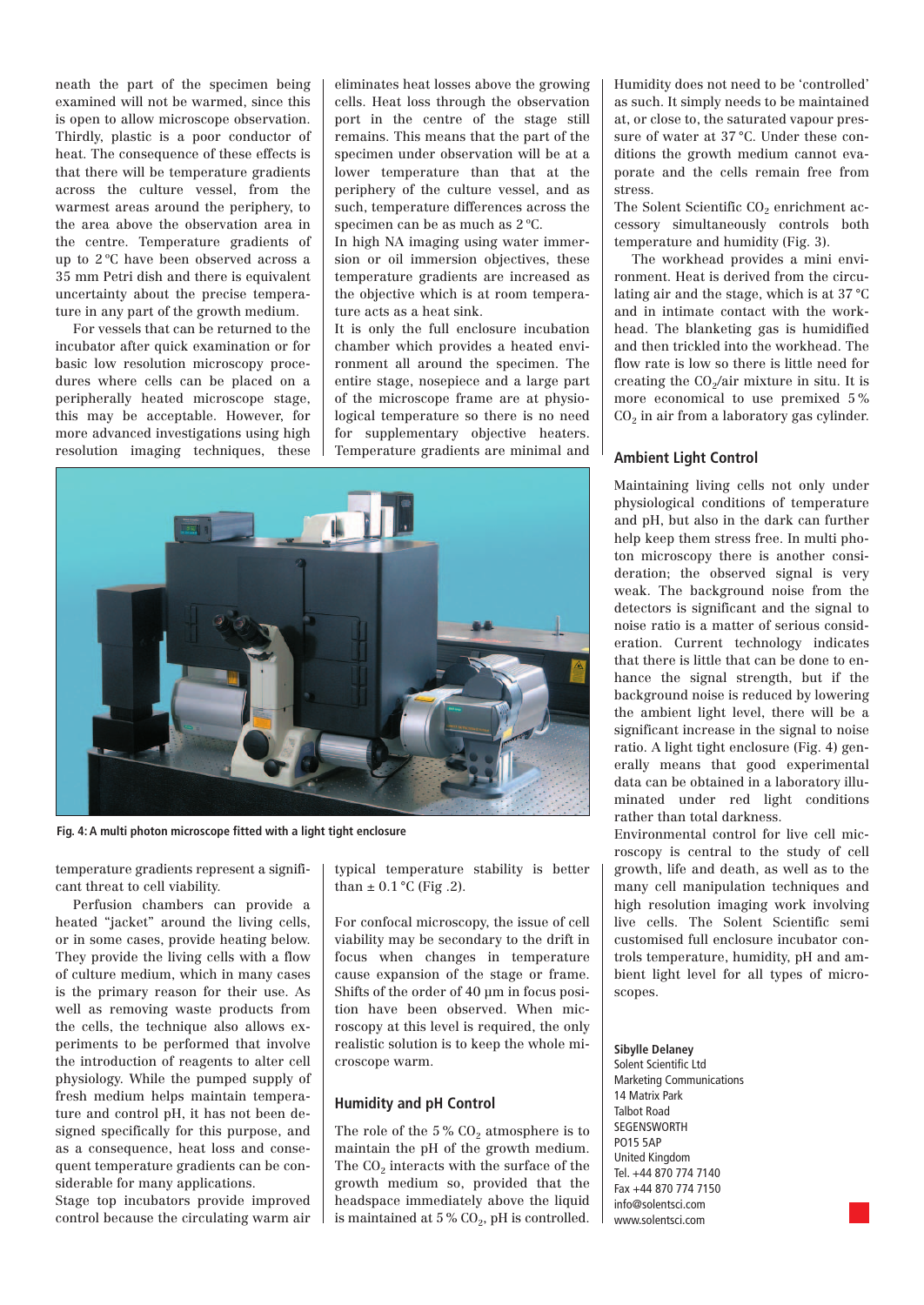neath the part of the specimen being examined will not be warmed, since this is open to allow microscope observation. Thirdly, plastic is a poor conductor of heat. The consequence of these effects is that there will be temperature gradients across the culture vessel, from the warmest areas around the periphery, to the area above the observation area in the centre. Temperature gradients of up to 2 °C have been observed across a 35 mm Petri dish and there is equivalent uncertainty about the precise temperature in any part of the growth medium.

For vessels that can be returned to the incubator after quick examination or for basic low resolution microscopy procedures where cells can be placed on a peripherally heated microscope stage, this may be acceptable. However, for more advanced investigations using high resolution imaging techniques, these temperature gradients represent a significant threat to cell viability.

Perfusion chambers can provide a heated "jacket" around the living cells, or in some cases, provide heating below. They provide the living cells with a flow of culture medium, which in many cases is the primary reason for their use. As well as removing waste products from the cells, the technique also allows experiments to be performed that involve the introduction of reagents to alter cell physiology. While the pumped supply of fresh medium helps maintain temperature and control pH, it has not been designed specifically for this purpose, and as a consequence, heat loss and consequent temperature gradients can be considerable for many applications.

Stage top incubators provide improved control because the circulating warm air eliminates heat losses above the growing cells. Heat loss through the observation port in the centre of the stage still remains. This means that the part of the specimen under observation will be at a lower temperature than that at the periphery of the culture vessel, and as such, temperature differences across the specimen can be as much as 2 °C.

In high NA imaging using water immersion or oil immersion objectives, these temperature gradients are increased as the objective which is at room temperature acts as a heat sink.

It is only the full enclosure incubation chamber which provides a heated environment all around the specimen. The entire stage, nosepiece and a large part of the microscope frame are at physiological temperature so there is no need for supplementary objective heaters. Temperature gradients are minimal and typical temperature stability is better than ± 0.1 °C (Fig .2).

For confocal microscopy, the issue of cell viability may be secondary to the drift in focus when changes in temperature cause expansion of the stage or frame. Shifts of the order of 40 µm in focus position have been observed. When microscopy at this level is required, the only realistic solution is to keep the whole microscope warm.

**Fig. 4: A multi photon microscope fitted with a light tight enclosure**

## Humidity and pH Control

The role of the 5 % $CO_2$ atmosphere is to maintain the pH of the growth medium. The $CO_2$ interacts with the surface of the growth medium so, provided that the headspace immediately above the liquid is maintained at 5 % $CO_2$, pH is controlled.

Humidity does not need to be 'controlled' as such. It simply needs to be maintained at, or close to, the saturated vapour pressure of water at 37 °C. Under these conditions the growth medium cannot evaporate and the cells remain free from stress.

The Solent Scientific $CO_2$ enrichment accessory simultaneously controls both temperature and humidity (Fig. 3).

The workhead provides a mini environment. Heat is derived from the circulating air and the stage, which is at 37 °C and in intimate contact with the workhead. The blanketing gas is humidified and then trickled into the workhead. The flow rate is low so there is little need for creating the $CO_2$/air mixture in situ. It is more economical to use premixed 5 % $CO_2$ in air from a laboratory gas cylinder.

## Ambient Light Control

Maintaining living cells not only under physiological conditions of temperature and pH, but also in the dark can further help keep them stress free. In multi photon microscopy there is another consideration; the observed signal is very weak. The background noise from the detectors is significant and the signal to noise ratio is a matter of serious consideration. Current technology indicates that there is little that can be done to enhance the signal strength, but if the background noise is reduced by lowering the ambient light level, there will be a significant increase in the signal to noise ratio. A light tight enclosure (Fig. 4) generally means that good experimental data can be obtained in a laboratory illuminated under red light conditions rather than total darkness.

Environmental control for live cell microscopy is central to the study of cell growth, life and death, as well as to the many cell manipulation techniques and high resolution imaging work involving live cells. The Solent Scientific semi customised full enclosure incubator controls temperature, humidity, pH and ambient light level for all types of microscopes.

**Sibylle Delaney**
Solent Scientific Ltd
Marketing Communications
14 Matrix Park
Talbot Road
SEGENSWORTH
PO15 5AP
United Kingdom
Tel. +44 870 774 7140
Fax +44 870 774 7150
info@solentsci.com
www.solentsci.com